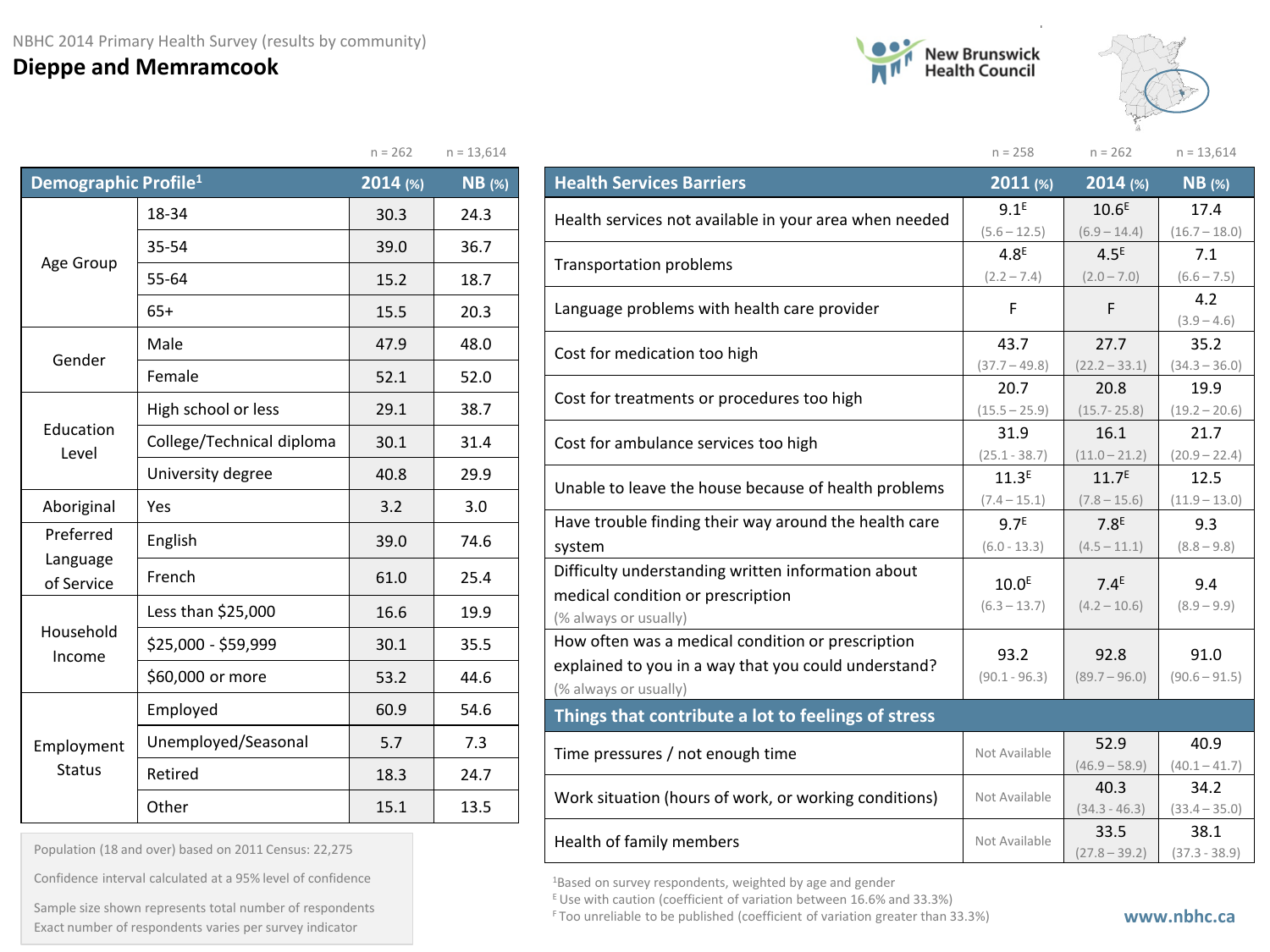NBHC 2014 Primary Health Survey (results by community)

# Dieppe and Memramcook

New Brunswick Health Council

| Demographic Profile[1] | | 2014 (%) | NB (%) |
|---|---|---|---|
| | | n = 262 | n = 13,614 |
| Age Group | 18-34 | 30.3 | 24.3 |
| | 35-54 | 39.0 | 36.7 |
| | 55-64 | 15.2 | 18.7 |
| | 65+ | 15.5 | 20.3 |
| Gender | Male | 47.9 | 48.0 |
| | Female | 52.1 | 52.0 |
| Education Level | High school or less | 29.1 | 38.7 |
| | College/Technical diploma | 30.1 | 31.4 |
| | University degree | 40.8 | 29.9 |
| Aboriginal | Yes | 3.2 | 3.0 |
| Preferred Language of Service | English | 39.0 | 74.6 |
| | French | 61.0 | 25.4 |
| Household Income | Less than $25,000 | 16.6 | 19.9 |
| | $25,000 - $59,999 | 30.1 | 35.5 |
| | $60,000 or more | 53.2 | 44.6 |
| Employment Status | Employed | 60.9 | 54.6 |
| | Unemployed/Seasonal | 5.7 | 7.3 |
| | Retired | 18.3 | 24.7 |
| | Other | 15.1 | 13.5 |

Population (18 and over) based on 2011 Census: 22,275

Confidence interval calculated at a 95% level of confidence

Sample size shown represents total number of respondents
Exact number of respondents varies per survey indicator

| Health Services Barriers | 2011 (%) | 2014 (%) | NB (%) |
|---|---|---|---|
| | n = 258 | n = 262 | n = 13,614 |
| Health services not available in your area when needed | 9.1[E] (5.6 – 12.5) | 10.6[E] (6.9 – 14.4) | 17.4 (16.7 – 18.0) |
| Transportation problems | 4.8[E] (2.2 – 7.4) | 4.5[E] (2.0 – 7.0) | 7.1 (6.6 – 7.5) |
| Language problems with health care provider | F | F | 4.2 (3.9 – 4.6) |
| Cost for medication too high | 43.7 (37.7 – 49.8) | 27.7 (22.2 – 33.1) | 35.2 (34.3 – 36.0) |
| Cost for treatments or procedures too high | 20.7 (15.5 – 25.9) | 20.8 (15.7- 25.8) | 19.9 (19.2 – 20.6) |
| Cost for ambulance services too high | 31.9 (25.1 - 38.7) | 16.1 (11.0 – 21.2) | 21.7 (20.9 – 22.4) |
| Unable to leave the house because of health problems | 11.3[E] (7.4 – 15.1) | 11.7[E] (7.8 – 15.6) | 12.5 (11.9 – 13.0) |
| Have trouble finding their way around the health care system | 9.7[E] (6.0 - 13.3) | 7.8[E] (4.5 – 11.1) | 9.3 (8.8 – 9.8) |
| Difficulty understanding written information about medical condition or prescription (% always or usually) | 10.0[E] (6.3 – 13.7) | 7.4[E] (4.2 – 10.6) | 9.4 (8.9 – 9.9) |
| How often was a medical condition or prescription explained to you in a way that you could understand? (% always or usually) | 93.2 (90.1 - 96.3) | 92.8 (89.7 – 96.0) | 91.0 (90.6 – 91.5) |
| **Things that contribute a lot to feelings of stress** | | | |
| Time pressures / not enough time | Not Available | 52.9 (46.9 – 58.9) | 40.9 (40.1 – 41.7) |
| Work situation (hours of work, or working conditions) | Not Available | 40.3 (34.3 - 46.3) | 34.2 (33.4 – 35.0) |
| Health of family members | Not Available | 33.5 (27.8 – 39.2) | 38.1 (37.3 - 38.9) |

[1]Based on survey respondents, weighted by age and gender
[E] Use with caution (coefficient of variation between 16.6% and 33.3%)
[F] Too unreliable to be published (coefficient of variation greater than 33.3%)

www.nbhc.ca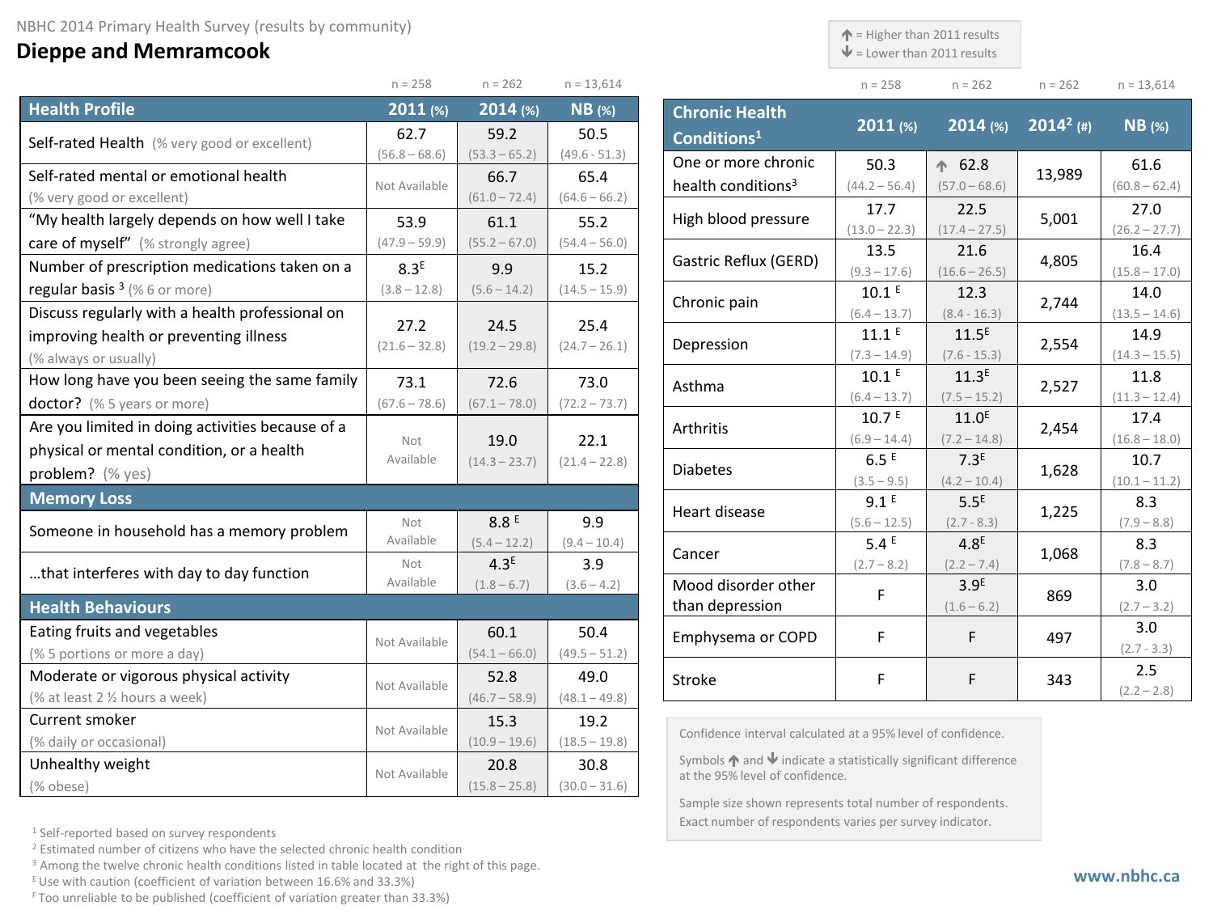NBHC 2014 Primary Health Survey (results by community)

# Dieppe and Memramcook

↑ = Higher than 2011 results
↓ = Lower than 2011 results

| Health Profile | 2011 (%) n = 258 | 2014 (%) n = 262 | NB (%) n = 13,614 |
|---|---|---|---|
| Self-rated Health (% very good or excellent) | 62.7 (56.8 – 68.6) | 59.2 (53.3 – 65.2) | 50.5 (49.6 - 51.3) |
| Self-rated mental or emotional health (% very good or excellent) | Not Available | 66.7 (61.0 – 72.4) | 65.4 (64.6 – 66.2) |
| "My health largely depends on how well I take care of myself" (% strongly agree) | 53.9 (47.9 – 59.9) | 61.1 (55.2 – 67.0) | 55.2 (54.4 – 56.0) |
| Number of prescription medications taken on a regular basis [3] (% 6 or more) | 8.3[E] (3.8 – 12.8) | 9.9 (5.6 – 14.2) | 15.2 (14.5 – 15.9) |
| Discuss regularly with a health professional on improving health or preventing illness (% always or usually) | 27.2 (21.6 – 32.8) | 24.5 (19.2 – 29.8) | 25.4 (24.7 – 26.1) |
| How long have you been seeing the same family doctor? (% 5 years or more) | 73.1 (67.6 – 78.6) | 72.6 (67.1 – 78.0) | 73.0 (72.2 – 73.7) |
| Are you limited in doing activities because of a physical or mental condition, or a health problem? (% yes) | Not Available | 19.0 (14.3 – 23.7) | 22.1 (21.4 – 22.8) |
| **Memory Loss** | | | |
| Someone in household has a memory problem | Not Available | 8.8 [E] (5.4 – 12.2) | 9.9 (9.4 – 10.4) |
| …that interferes with day to day function | Not Available | 4.3[E] (1.8 – 6.7) | 3.9 (3.6 – 4.2) |
| **Health Behaviours** | | | |
| Eating fruits and vegetables (% 5 portions or more a day) | Not Available | 60.1 (54.1 – 66.0) | 50.4 (49.5 – 51.2) |
| Moderate or vigorous physical activity (% at least 2 ½ hours a week) | Not Available | 52.8 (46.7 – 58.9) | 49.0 (48.1 – 49.8) |
| Current smoker (% daily or occasional) | Not Available | 15.3 (10.9 – 19.6) | 19.2 (18.5 – 19.8) |
| Unhealthy weight (% obese) | Not Available | 20.8 (15.8 – 25.8) | 30.8 (30.0 – 31.6) |

| Chronic Health Conditions[1] | 2011 (%) n = 258 | 2014 (%) n = 262 | 2014[2] (#) n = 262 | NB (%) n = 13,614 |
|---|---|---|---|---|
| One or more chronic health conditions[3] | 50.3 (44.2 – 56.4) | ↑ 62.8 (57.0 – 68.6) | 13,989 | 61.6 (60.8 – 62.4) |
| High blood pressure | 17.7 (13.0 – 22.3) | 22.5 (17.4 – 27.5) | 5,001 | 27.0 (26.2 – 27.7) |
| Gastric Reflux (GERD) | 13.5 (9.3 – 17.6) | 21.6 (16.6 – 26.5) | 4,805 | 16.4 (15.8 – 17.0) |
| Chronic pain | 10.1 [E] (6.4 – 13.7) | 12.3 (8.4 - 16.3) | 2,744 | 14.0 (13.5 – 14.6) |
| Depression | 11.1 [E] (7.3 – 14.9) | 11.5[E] (7.6 - 15.3) | 2,554 | 14.9 (14.3 – 15.5) |
| Asthma | 10.1 [E] (6.4 – 13.7) | 11.3[E] (7.5 – 15.2) | 2,527 | 11.8 (11.3 – 12.4) |
| Arthritis | 10.7 [E] (6.9 – 14.4) | 11.0[E] (7.2 – 14.8) | 2,454 | 17.4 (16.8 – 18.0) |
| Diabetes | 6.5 [E] (3.5 – 9.5) | 7.3[E] (4.2 – 10.4) | 1,628 | 10.7 (10.1 – 11.2) |
| Heart disease | 9.1 [E] (5.6 – 12.5) | 5.5[E] (2.7 - 8.3) | 1,225 | 8.3 (7.9 – 8.8) |
| Cancer | 5.4 [E] (2.7 – 8.2) | 4.8[E] (2.2 – 7.4) | 1,068 | 8.3 (7.8 – 8.7) |
| Mood disorder other than depression | F | 3.9[E] (1.6 – 6.2) | 869 | 3.0 (2.7 – 3.2) |
| Emphysema or COPD | F | F | 497 | 3.0 (2.7 - 3.3) |
| Stroke | F | F | 343 | 2.5 (2.2 – 2.8) |

Confidence interval calculated at a 95% level of confidence.

Symbols ↑ and ↓ indicate a statistically significant difference at the 95% level of confidence.

Sample size shown represents total number of respondents. Exact number of respondents varies per survey indicator.

[1] Self-reported based on survey respondents
[2] Estimated number of citizens who have the selected chronic health condition
[3] Among the twelve chronic health conditions listed in table located at the right of this page.
[E] Use with caution (coefficient of variation between 16.6% and 33.3%)
[F] Too unreliable to be published (coefficient of variation greater than 33.3%)

www.nbhc.ca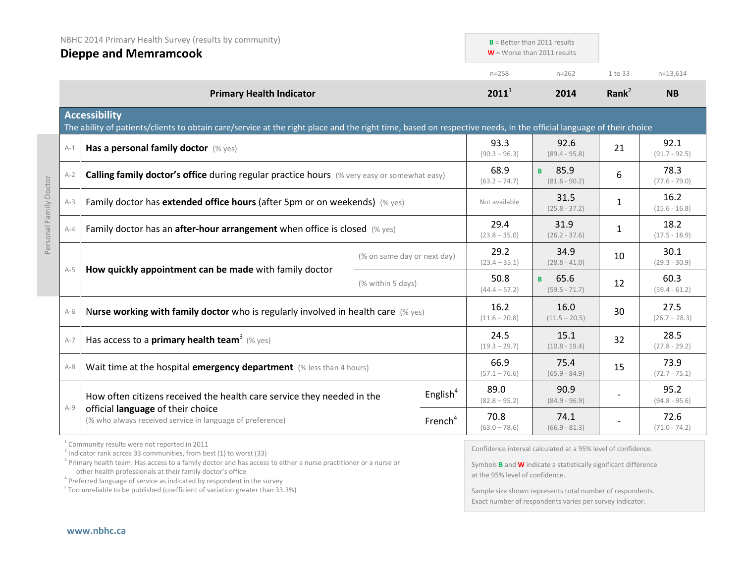NBHC 2014 Primary Health Survey (results by community)

# Dieppe and Memramcook

**B** = Better than 2011 results
**W** = Worse than 2011 results

| | Primary Health Indicator | | 2011[1] (n=258) | 2014 (n=262) | Rank[2] (1 to 33) | NB (n=13,614) |
|---|---|---|---|---|---|---|
| | **Accessibility** The ability of patients/clients to obtain care/service at the right place and the right time, based on respective needs, in the official language of their choice | | | | | |
| A-1 | **Has a personal family doctor** (% yes) | | 93.3 (90.3 – 96.3) | 92.6 (89.4 - 95.8) | 21 | 92.1 (91.7 - 92.5) |
| A-2 | **Calling family doctor's office** during regular practice hours (% very easy or somewhat easy) | | 68.9 (63.2 – 74.7) | B 85.9 (81.6 - 90.2) | 6 | 78.3 (77.6 - 79.0) |
| A-3 | Family doctor has **extended office hours** (after 5pm or on weekends) (% yes) | | Not available | 31.5 (25.8 - 37.2) | 1 | 16.2 (15.6 - 16.8) |
| A-4 | Family doctor has an **after-hour arrangement** when office is closed (% yes) | | 29.4 (23.8 – 35.0) | 31.9 (26.2 - 37.6) | 1 | 18.2 (17.5 - 18.9) |
| A-5 | **How quickly appointment can be made** with family doctor | (% on same day or next day) | 29.2 (23.4 – 35.1) | 34.9 (28.8 - 41.0) | 10 | 30.1 (29.3 - 30.9) |
| | | (% within 5 days) | 50.8 (44.4 – 57.2) | B 65.6 (59.5 - 71.7) | 12 | 60.3 (59.4 - 61.2) |
| A-6 | **Nurse working with family doctor** who is regularly involved in health care (% yes) | | 16.2 (11.6 – 20.8) | 16.0 (11.5 – 20.5) | 30 | 27.5 (26.7 – 28.3) |
| A-7 | Has access to a **primary health team**[3] (% yes) | | 24.5 (19.3 – 29.7) | 15.1 (10.8 - 19.4) | 32 | 28.5 (27.8 - 29.2) |
| A-8 | Wait time at the hospital **emergency department** (% less than 4 hours) | | 66.9 (57.1 – 76.6) | 75.4 (65.9 - 84.9) | 15 | 73.9 (72.7 - 75.1) |
| A-9 | How often citizens received the health care service they needed in the official **language** of their choice (% who always received service in language of preference) | English[4] | 89.0 (82.8 – 95.2) | 90.9 (84.9 - 96.9) | - | 95.2 (94.8 - 95.6) |
| | | French[4] | 70.8 (63.0 – 78.6) | 74.1 (66.9 - 81.3) | - | 72.6 (71.0 - 74.2) |

Personal Family Doctor: A-1 to A-5

[1] Community results were not reported in 2011
[2] Indicator rank across 33 communities, from best (1) to worst (33)
[3] Primary health team: Has access to a family doctor and has access to either a nurse practitioner or a nurse or other health professionals at their family doctor's office
[4] Preferred language of service as indicated by respondent in the survey
[F] Too unreliable to be published (coefficient of variation greater than 33.3%)

Confidence interval calculated at a 95% level of confidence.

Symbols **B** and **W** indicate a statistically significant difference at the 95% level of confidence.

Sample size shown represents total number of respondents. Exact number of respondents varies per survey indicator.

www.nbhc.ca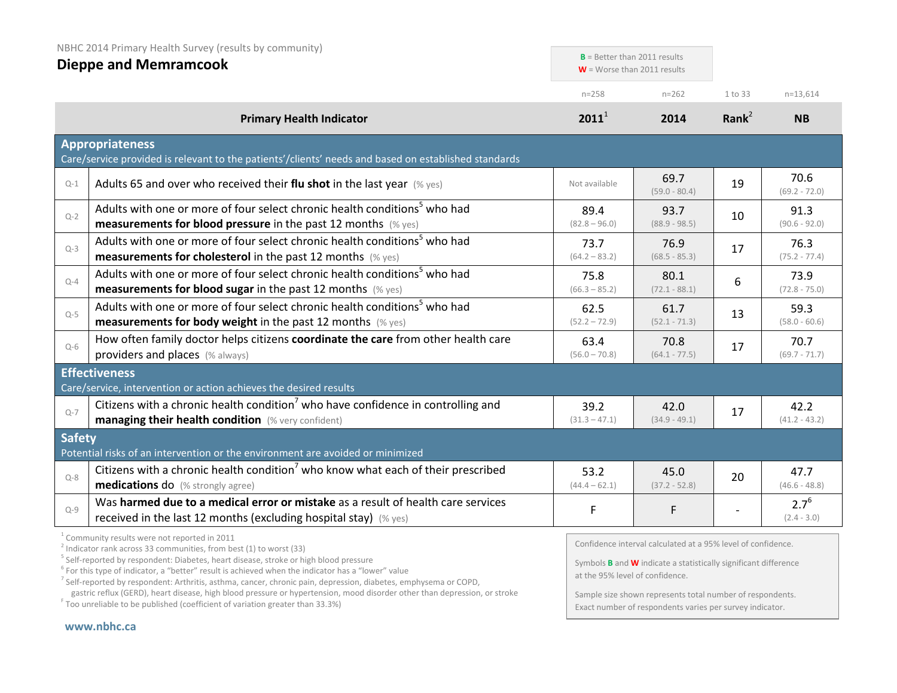NBHC 2014 Primary Health Survey (results by community)

# Dieppe and Memramcook

**B** = Better than 2011 results
**W** = Worse than 2011 results

| | Primary Health Indicator | 2011[1] (n=258) | 2014 (n=262) | Rank[2] (1 to 33) | NB (n=13,614) |
|---|---|---|---|---|---|
| | **Appropriateness** Care/service provided is relevant to the patients'/clients' needs and based on established standards | | | | |
| Q-1 | Adults 65 and over who received their **flu shot** in the last year (% yes) | Not available | 69.7 (59.0 - 80.4) | 19 | 70.6 (69.2 - 72.0) |
| Q-2 | Adults with one or more of four select chronic health conditions[5] who had **measurements for blood pressure** in the past 12 months (% yes) | 89.4 (82.8 – 96.0) | 93.7 (88.9 - 98.5) | 10 | 91.3 (90.6 - 92.0) |
| Q-3 | Adults with one or more of four select chronic health conditions[5] who had **measurements for cholesterol** in the past 12 months (% yes) | 73.7 (64.2 – 83.2) | 76.9 (68.5 - 85.3) | 17 | 76.3 (75.2 - 77.4) |
| Q-4 | Adults with one or more of four select chronic health conditions[5] who had **measurements for blood sugar** in the past 12 months (% yes) | 75.8 (66.3 – 85.2) | 80.1 (72.1 - 88.1) | 6 | 73.9 (72.8 - 75.0) |
| Q-5 | Adults with one or more of four select chronic health conditions[5] who had **measurements for body weight** in the past 12 months (% yes) | 62.5 (52.2 – 72.9) | 61.7 (52.1 - 71.3) | 13 | 59.3 (58.0 - 60.6) |
| Q-6 | How often family doctor helps citizens **coordinate the care** from other health care providers and places (% always) | 63.4 (56.0 – 70.8) | 70.8 (64.1 - 77.5) | 17 | 70.7 (69.7 - 71.7) |
| | **Effectiveness** Care/service, intervention or action achieves the desired results | | | | |
| Q-7 | Citizens with a chronic health condition[7] who have confidence in controlling and **managing their health condition** (% very confident) | 39.2 (31.3 – 47.1) | 42.0 (34.9 - 49.1) | 17 | 42.2 (41.2 - 43.2) |
| | **Safety** Potential risks of an intervention or the environment are avoided or minimized | | | | |
| Q-8 | Citizens with a chronic health condition[7] who know what each of their prescribed **medications** do (% strongly agree) | 53.2 (44.4 – 62.1) | 45.0 (37.2 - 52.8) | 20 | 47.7 (46.6 - 48.8) |
| Q-9 | Was **harmed due to a medical error or mistake** as a result of health care services received in the last 12 months (excluding hospital stay) (% yes) | F | F | - | 2.7[6] (2.4 - 3.0) |

[1] Community results were not reported in 2011
[2] Indicator rank across 33 communities, from best (1) to worst (33)
[5] Self-reported by respondent: Diabetes, heart disease, stroke or high blood pressure
[6] For this type of indicator, a "better" result is achieved when the indicator has a "lower" value
[7] Self-reported by respondent: Arthritis, asthma, cancer, chronic pain, depression, diabetes, emphysema or COPD, gastric reflux (GERD), heart disease, high blood pressure or hypertension, mood disorder other than depression, or stroke
[F] Too unreliable to be published (coefficient of variation greater than 33.3%)

Confidence interval calculated at a 95% level of confidence.

Symbols **B** and **W** indicate a statistically significant difference at the 95% level of confidence.

Sample size shown represents total number of respondents. Exact number of respondents varies per survey indicator.

www.nbhc.ca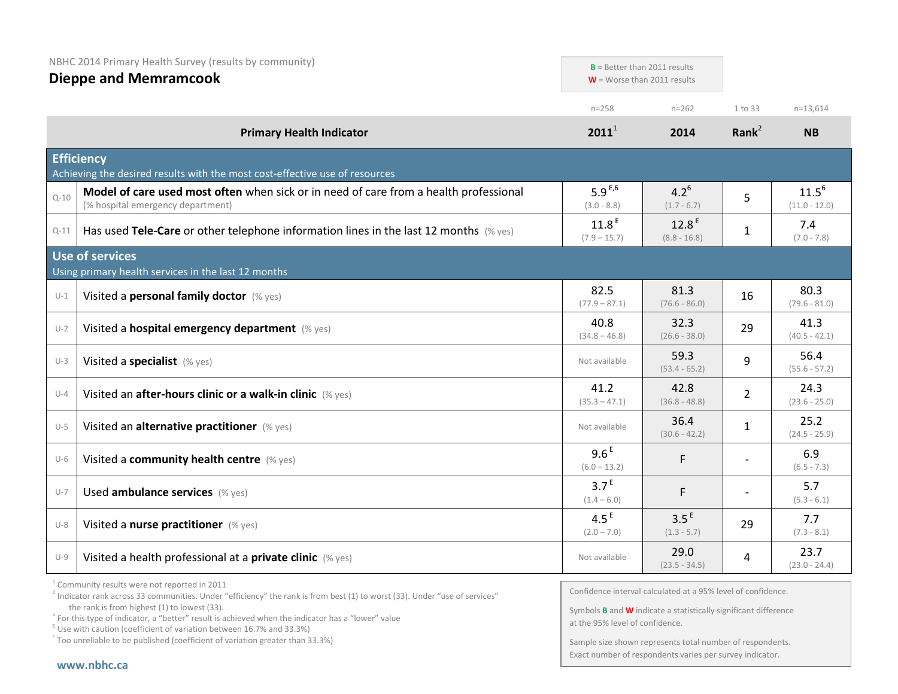NBHC 2014 Primary Health Survey (results by community)

# Dieppe and Memramcook

**B** = Better than 2011 results
**W** = Worse than 2011 results

| | Primary Health Indicator | 2011[1] (n=258) | 2014 (n=262) | Rank[2] (1 to 33) | NB (n=13,614) |
|---|---|---|---|---|---|
| | **Efficiency** – Achieving the desired results with the most cost-effective use of resources | | | | |
| Q-10 | **Model of care used most often** when sick or in need of care from a health professional (% hospital emergency department) | 5.9 [E,6] (3.0 - 8.8) | 4.2 [6] (1.7 - 6.7) | 5 | 11.5 [6] (11.0 - 12.0) |
| Q-11 | Has used **Tele-Care** or other telephone information lines in the last 12 months (% yes) | 11.8 [E] (7.9 - 15.7) | 12.8 [E] (8.8 - 16.8) | 1 | 7.4 (7.0 - 7.8) |
| | **Use of services** – Using primary health services in the last 12 months | | | | |
| U-1 | Visited a **personal family doctor** (% yes) | 82.5 (77.9 – 87.1) | 81.3 (76.6 - 86.0) | 16 | 80.3 (79.6 - 81.0) |
| U-2 | Visited a **hospital emergency department** (% yes) | 40.8 (34.8 – 46.8) | 32.3 (26.6 - 38.0) | 29 | 41.3 (40.5 - 42.1) |
| U-3 | Visited a **specialist** (% yes) | Not available | 59.3 (53.4 - 65.2) | 9 | 56.4 (55.6 - 57.2) |
| U-4 | Visited an **after-hours clinic or a walk-in clinic** (% yes) | 41.2 (35.3 – 47.1) | 42.8 (36.8 - 48.8) | 2 | 24.3 (23.6 - 25.0) |
| U-5 | Visited an **alternative practitioner** (% yes) | Not available | 36.4 (30.6 - 42.2) | 1 | 25.2 (24.5 - 25.9) |
| U-6 | Visited a **community health centre** (% yes) | 9.6 [E] (6.0 – 13.2) | F | - | 6.9 (6.5 - 7.3) |
| U-7 | Used **ambulance services** (% yes) | 3.7 [E] (1.4 – 6.0) | F | - | 5.7 (5.3 - 6.1) |
| U-8 | Visited a **nurse practitioner** (% yes) | 4.5 [E] (2.0 – 7.0) | 3.5 [E] (1.3 - 5.7) | 29 | 7.7 (7.3 - 8.1) |
| U-9 | Visited a health professional at a **private clinic** (% yes) | Not available | 29.0 (23.5 - 34.5) | 4 | 23.7 (23.0 - 24.4) |

[1] Community results were not reported in 2011
[2] Indicator rank across 33 communities. Under "efficiency" the rank is from best (1) to worst (33). Under "use of services" the rank is from highest (1) to lowest (33).
[6] For this type of indicator, a "better" result is achieved when the indicator has a "lower" value
[E] Use with caution (coefficient of variation between 16.7% and 33.3%)
[F] Too unreliable to be published (coefficient of variation greater than 33.3%)

Confidence interval calculated at a 95% level of confidence.

Symbols **B** and **W** indicate a statistically significant difference at the 95% level of confidence.

Sample size shown represents total number of respondents. Exact number of respondents varies per survey indicator.

www.nbhc.ca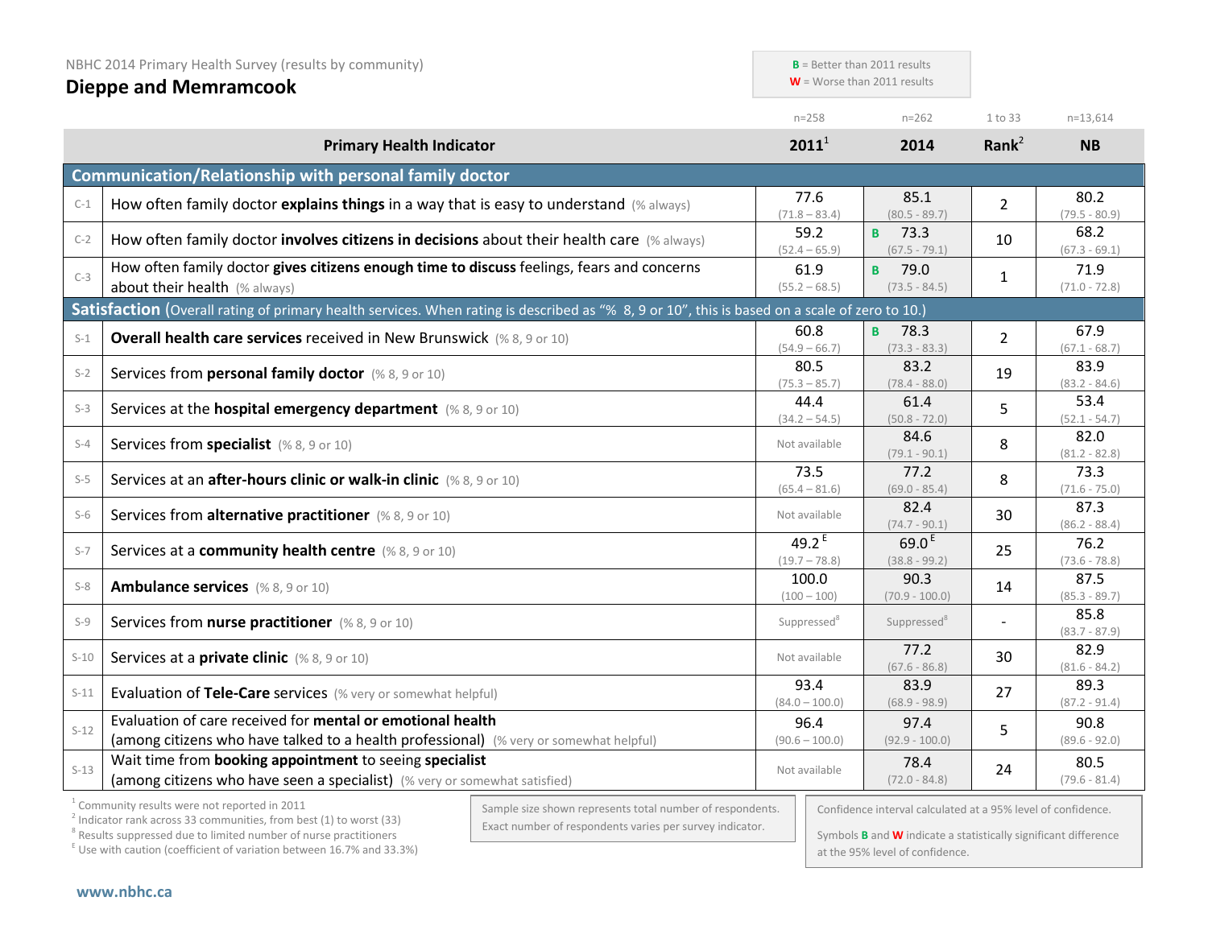NBHC 2014 Primary Health Survey (results by community)

# Dieppe and Memramcook

**B** = Better than 2011 results
**W** = Worse than 2011 results

| | Primary Health Indicator | 2011[1] (n=258) | 2014 (n=262) | Rank[2] (1 to 33) | NB (n=13,614) |
|---|---|---|---|---|---|
| | **Communication/Relationship with personal family doctor** | | | | |
| C-1 | How often family doctor **explains things** in a way that is easy to understand (% always) | 77.6 (71.8 – 83.4) | 85.1 (80.5 - 89.7) | 2 | 80.2 (79.5 - 80.9) |
| C-2 | How often family doctor **involves citizens in decisions** about their health care (% always) | 59.2 (52.4 – 65.9) | B 73.3 (67.5 - 79.1) | 10 | 68.2 (67.3 - 69.1) |
| C-3 | How often family doctor **gives citizens enough time to discuss** feelings, fears and concerns about their health (% always) | 61.9 (55.2 – 68.5) | B 79.0 (73.5 - 84.5) | 1 | 71.9 (71.0 - 72.8) |
| | **Satisfaction** (Overall rating of primary health services. When rating is described as "% 8, 9 or 10", this is based on a scale of zero to 10.) | | | | |
| S-1 | **Overall health care services** received in New Brunswick (% 8, 9 or 10) | 60.8 (54.9 – 66.7) | B 78.3 (73.3 - 83.3) | 2 | 67.9 (67.1 - 68.7) |
| S-2 | Services from **personal family doctor** (% 8, 9 or 10) | 80.5 (75.3 – 85.7) | 83.2 (78.4 - 88.0) | 19 | 83.9 (83.2 - 84.6) |
| S-3 | Services at the **hospital emergency department** (% 8, 9 or 10) | 44.4 (34.2 – 54.5) | 61.4 (50.8 - 72.0) | 5 | 53.4 (52.1 - 54.7) |
| S-4 | Services from **specialist** (% 8, 9 or 10) | Not available | 84.6 (79.1 - 90.1) | 8 | 82.0 (81.2 - 82.8) |
| S-5 | Services at an **after-hours clinic or walk-in clinic** (% 8, 9 or 10) | 73.5 (65.4 – 81.6) | 77.2 (69.0 - 85.4) | 8 | 73.3 (71.6 - 75.0) |
| S-6 | Services from **alternative practitioner** (% 8, 9 or 10) | Not available | 82.4 (74.7 - 90.1) | 30 | 87.3 (86.2 - 88.4) |
| S-7 | Services at a **community health centre** (% 8, 9 or 10) | 49.2[E] (19.7 – 78.8) | 69.0[E] (38.8 - 99.2) | 25 | 76.2 (73.6 - 78.8) |
| S-8 | **Ambulance services** (% 8, 9 or 10) | 100.0 (100 – 100) | 90.3 (70.9 - 100.0) | 14 | 87.5 (85.3 - 89.7) |
| S-9 | Services from **nurse practitioner** (% 8, 9 or 10) | Suppressed[8] | Suppressed[8] | - | 85.8 (83.7 - 87.9) |
| S-10 | Services at a **private clinic** (% 8, 9 or 10) | Not available | 77.2 (67.6 - 86.8) | 30 | 82.9 (81.6 - 84.2) |
| S-11 | Evaluation of **Tele-Care** services (% very or somewhat helpful) | 93.4 (84.0 – 100.0) | 83.9 (68.9 - 98.9) | 27 | 89.3 (87.2 - 91.4) |
| S-12 | Evaluation of care received for **mental or emotional health** (among citizens who have talked to a health professional) (% very or somewhat helpful) | 96.4 (90.6 – 100.0) | 97.4 (92.9 - 100.0) | 5 | 90.8 (89.6 - 92.0) |
| S-13 | Wait time from **booking appointment** to seeing **specialist** (among citizens who have seen a specialist) (% very or somewhat satisfied) | Not available | 78.4 (72.0 - 84.8) | 24 | 80.5 (79.6 - 81.4) |

[1] Community results were not reported in 2011
[2] Indicator rank across 33 communities, from best (1) to worst (33)
[8] Results suppressed due to limited number of nurse practitioners
[E] Use with caution (coefficient of variation between 16.7% and 33.3%)

Sample size shown represents total number of respondents. Exact number of respondents varies per survey indicator.

Confidence interval calculated at a 95% level of confidence.

Symbols **B** and **W** indicate a statistically significant difference at the 95% level of confidence.

www.nbhc.ca